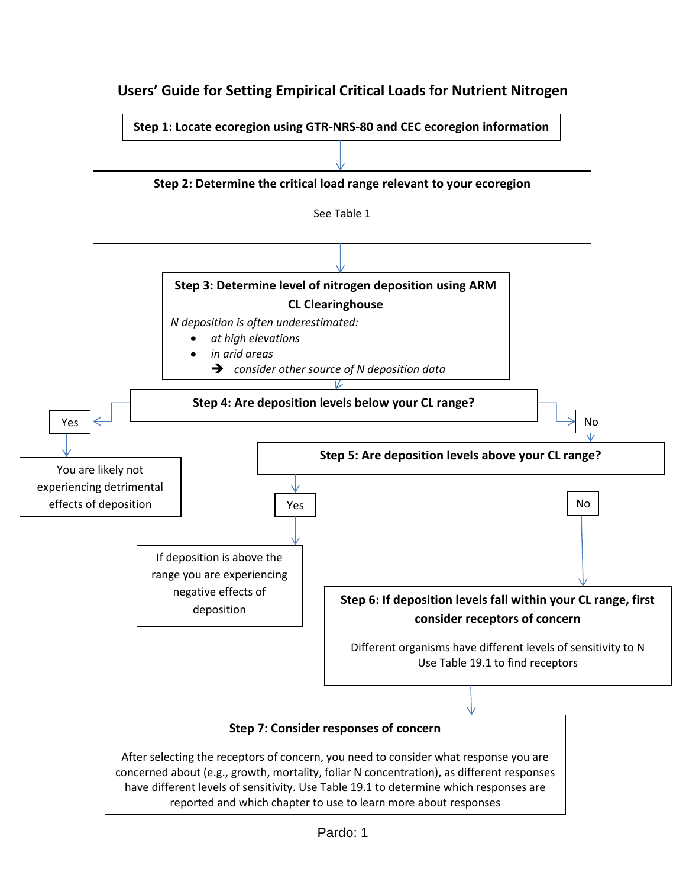# Users' Guide for Setting Empirical Critical Loads for Nutrient Nitrogen

**Step 1: Locate ecoregion using GTR-NRS-80 and CEC ecoregion information**

**Step 2: Determine the critical load range relevant to your ecoregion**

See Table 1

**Step 3: Determine level of nitrogen deposition using ARM CL Clearinghouse**

*N deposition is often underestimated:*

- *at high elevations*
- *in arid areas*

➔ *consider other source of N deposition data*

**Step 4: Are deposition levels below your CL range?**

- Yes → You are likely not experiencing detrimental effects of deposition
- No → Step 5

**Step 5: Are deposition levels above your CL range?**

- Yes → If deposition is above the range you are experiencing negative effects of deposition
- No → Step 6

**Step 6: If deposition levels fall within your CL range, first consider receptors of concern**

Different organisms have different levels of sensitivity to N
Use Table 19.1 to find receptors

**Step 7: Consider responses of concern**

After selecting the receptors of concern, you need to consider what response you are concerned about (e.g., growth, mortality, foliar N concentration), as different responses have different levels of sensitivity. Use Table 19.1 to determine which responses are reported and which chapter to use to learn more about responses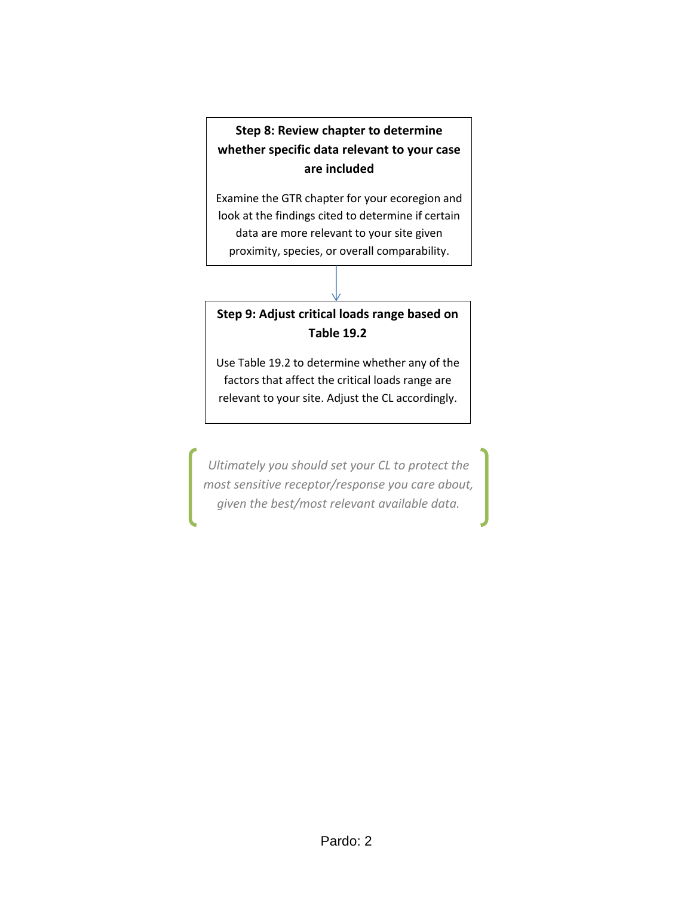**Step 8: Review chapter to determine whether specific data relevant to your case are included**

Examine the GTR chapter for your ecoregion and look at the findings cited to determine if certain data are more relevant to your site given proximity, species, or overall comparability.

**Step 9: Adjust critical loads range based on Table 19.2**

Use Table 19.2 to determine whether any of the factors that affect the critical loads range are relevant to your site. Adjust the CL accordingly.

*Ultimately you should set your CL to protect the most sensitive receptor/response you care about, given the best/most relevant available data.*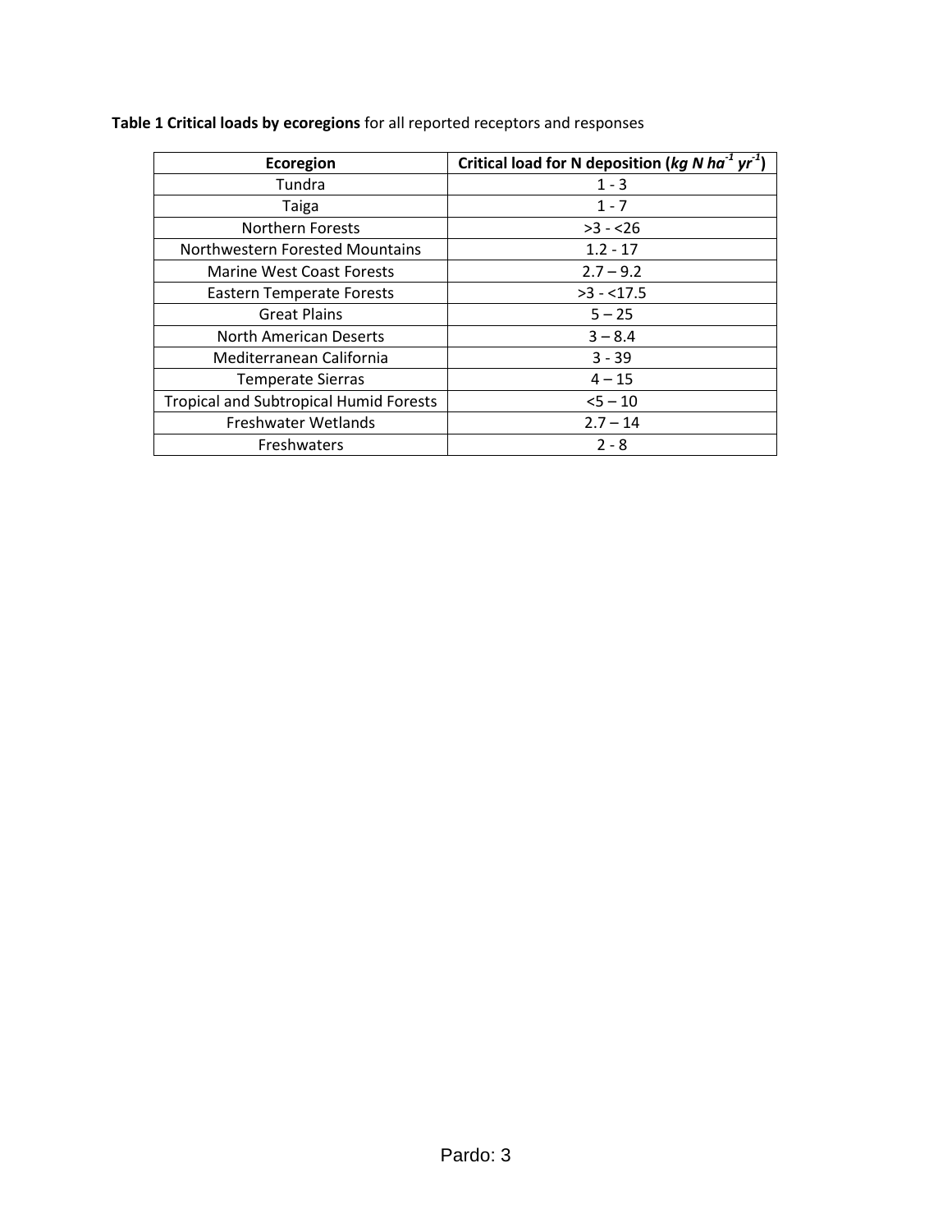**Table 1 Critical loads by ecoregions** for all reported receptors and responses

| **Ecoregion** | **Critical load for N deposition (*kg N ha$^{-1}$ yr$^{-1}$*)** |
|---|---|
| Tundra | 1 - 3 |
| Taiga | 1 - 7 |
| Northern Forests | >3 - <26 |
| Northwestern Forested Mountains | 1.2 - 17 |
| Marine West Coast Forests | 2.7 – 9.2 |
| Eastern Temperate Forests | >3 - <17.5 |
| Great Plains | 5 – 25 |
| North American Deserts | 3 – 8.4 |
| Mediterranean California | 3 - 39 |
| Temperate Sierras | 4 – 15 |
| Tropical and Subtropical Humid Forests | <5 – 10 |
| Freshwater Wetlands | 2.7 – 14 |
| Freshwaters | 2 - 8 |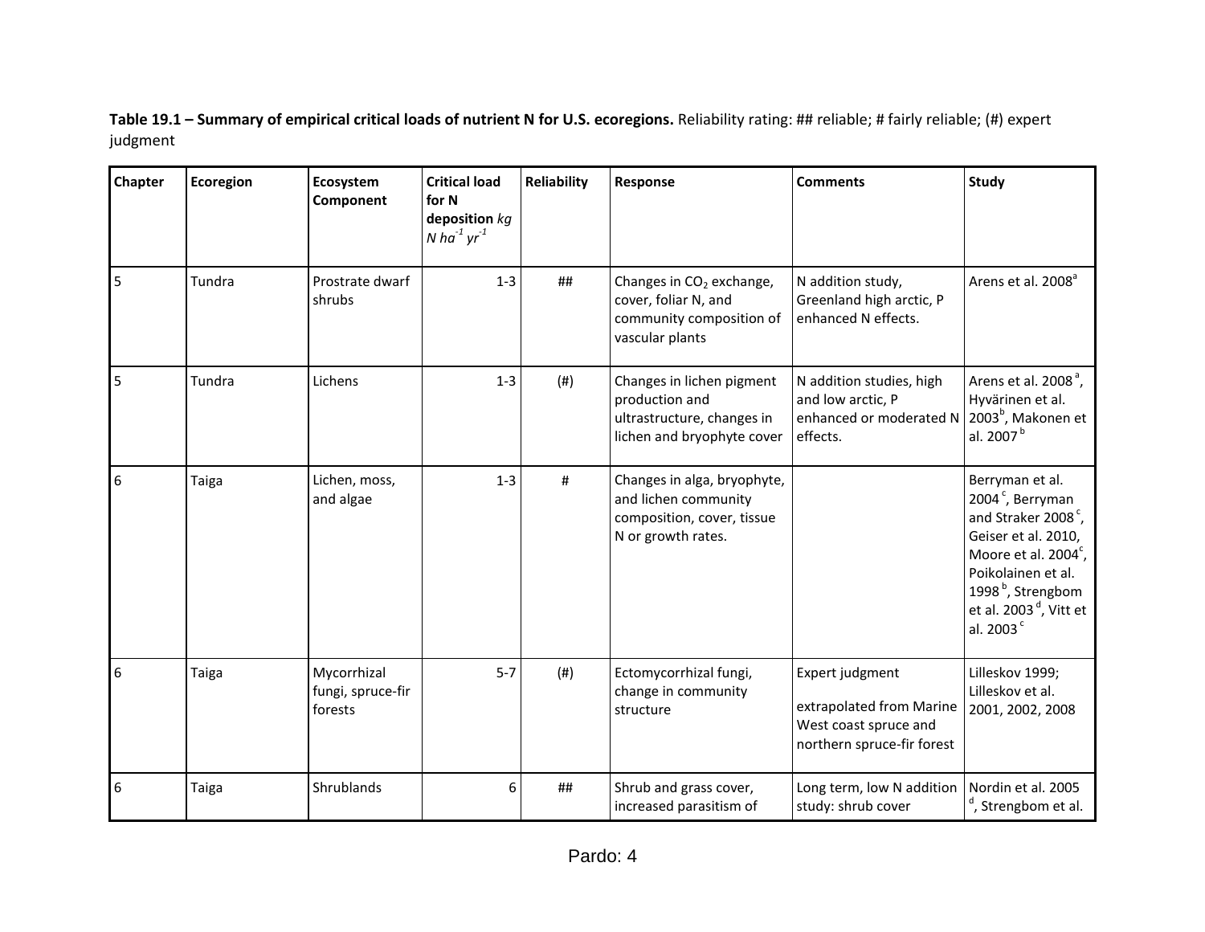**Table 19.1 – Summary of empirical critical loads of nutrient N for U.S. ecoregions.** Reliability rating: ## reliable; # fairly reliable; (#) expert judgment

| Chapter | Ecoregion | Ecosystem Component | Critical load for N deposition *kg N ha$^{-1}$ yr$^{-1}$* | Reliability | Response | Comments | Study |
|---|---|---|---|---|---|---|---|
| 5 | Tundra | Prostrate dwarf shrubs | 1-3 | ## | Changes in $CO_2$ exchange, cover, foliar N, and community composition of vascular plants | N addition study, Greenland high arctic, P enhanced N effects. | Arens et al. 2008[a] |
| 5 | Tundra | Lichens | 1-3 | (#) | Changes in lichen pigment production and ultrastructure, changes in lichen and bryophyte cover | N addition studies, high and low arctic, P enhanced or moderated N effects. | Arens et al. 2008[a], Hyvärinen et al. 2003[b], Makonen et al. 2007[b] |
| 6 | Taiga | Lichen, moss, and algae | 1-3 | # | Changes in alga, bryophyte, and lichen community composition, cover, tissue N or growth rates. | | Berryman et al. 2004[c], Berryman and Straker 2008[c], Geiser et al. 2010, Moore et al. 2004[c], Poikolainen et al. 1998[b], Strengbom et al. 2003[d], Vitt et al. 2003[c] |
| 6 | Taiga | Mycorrhizal fungi, spruce-fir forests | 5-7 | (#) | Ectomycorrhizal fungi, change in community structure | Expert judgment extrapolated from Marine West coast spruce and northern spruce-fir forest | Lilleskov 1999; Lilleskov et al. 2001, 2002, 2008 |
| 6 | Taiga | Shrublands | 6 | ## | Shrub and grass cover, increased parasitism of | Long term, low N addition study: shrub cover | Nordin et al. 2005[d], Strengbom et al. |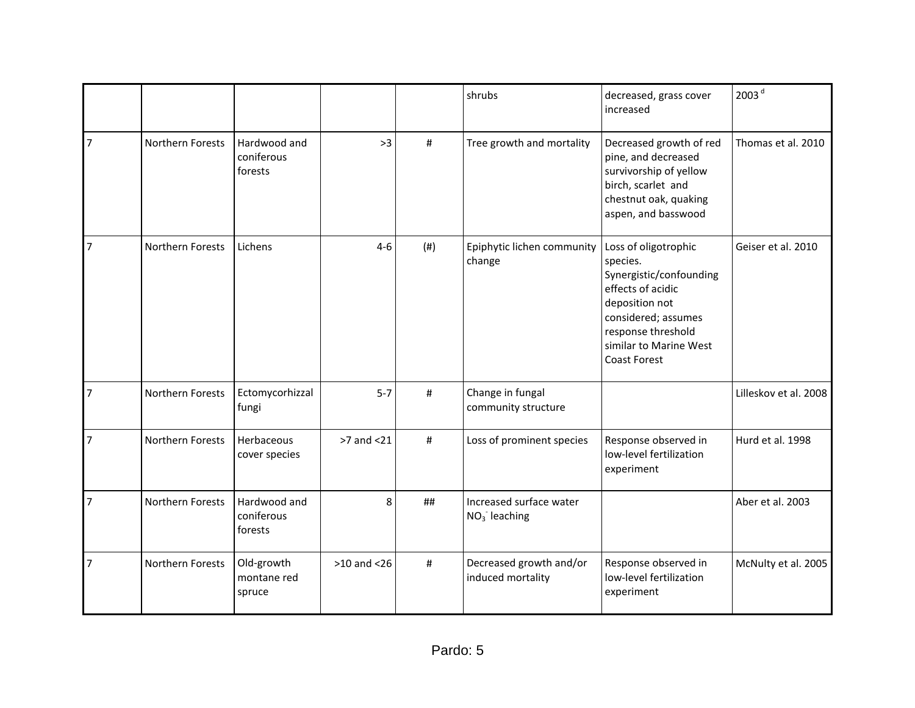| | | | | | | | |
|---|---|---|---|---|---|---|---|
| | | | | | shrubs | decreased, grass cover increased | 2003 [d] |
| 7 | Northern Forests | Hardwood and coniferous forests | >3 | # | Tree growth and mortality | Decreased growth of red pine, and decreased survivorship of yellow birch, scarlet and chestnut oak, quaking aspen, and basswood | Thomas et al. 2010 |
| 7 | Northern Forests | Lichens | 4-6 | (#) | Epiphytic lichen community change | Loss of oligotrophic species. Synergistic/confounding effects of acidic deposition not considered; assumes response threshold similar to Marine West Coast Forest | Geiser et al. 2010 |
| 7 | Northern Forests | Ectomycorhizzal fungi | 5-7 | # | Change in fungal community structure | | Lilleskov et al. 2008 |
| 7 | Northern Forests | Herbaceous cover species | >7 and <21 | # | Loss of prominent species | Response observed in low-level fertilization experiment | Hurd et al. 1998 |
| 7 | Northern Forests | Hardwood and coniferous forests | 8 | ## | Increased surface water $NO_3^-$ leaching | | Aber et al. 2003 |
| 7 | Northern Forests | Old-growth montane red spruce | >10 and <26 | # | Decreased growth and/or induced mortality | Response observed in low-level fertilization experiment | McNulty et al. 2005 |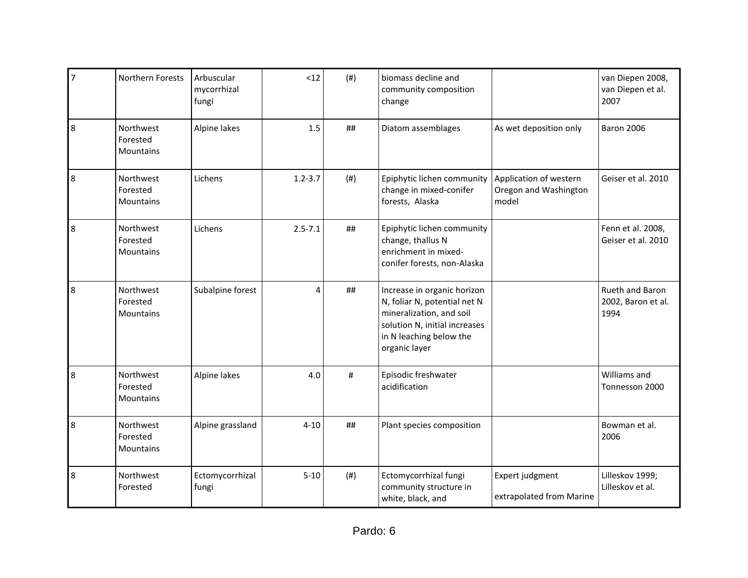| | | | | | | | |
|---|---|---|---|---|---|---|---|
| 7 | Northern Forests | Arbuscular mycorrhizal fungi | <12 | (#) | biomass decline and community composition change | | van Diepen 2008, van Diepen et al. 2007 |
| 8 | Northwest Forested Mountains | Alpine lakes | 1.5 | ## | Diatom assemblages | As wet deposition only | Baron 2006 |
| 8 | Northwest Forested Mountains | Lichens | 1.2-3.7 | (#) | Epiphytic lichen community change in mixed-conifer forests, Alaska | Application of western Oregon and Washington model | Geiser et al. 2010 |
| 8 | Northwest Forested Mountains | Lichens | 2.5-7.1 | ## | Epiphytic lichen community change, thallus N enrichment in mixed-conifer forests, non-Alaska | | Fenn et al. 2008, Geiser et al. 2010 |
| 8 | Northwest Forested Mountains | Subalpine forest | 4 | ## | Increase in organic horizon N, foliar N, potential net N mineralization, and soil solution N, initial increases in N leaching below the organic layer | | Rueth and Baron 2002, Baron et al. 1994 |
| 8 | Northwest Forested Mountains | Alpine lakes | 4.0 | # | Episodic freshwater acidification | | Williams and Tonnesson 2000 |
| 8 | Northwest Forested Mountains | Alpine grassland | 4-10 | ## | Plant species composition | | Bowman et al. 2006 |
| 8 | Northwest Forested | Ectomycorrhizal fungi | 5-10 | (#) | Ectomycorrhizal fungi community structure in white, black, and | Expert judgment extrapolated from Marine | Lilleskov 1999; Lilleskov et al. |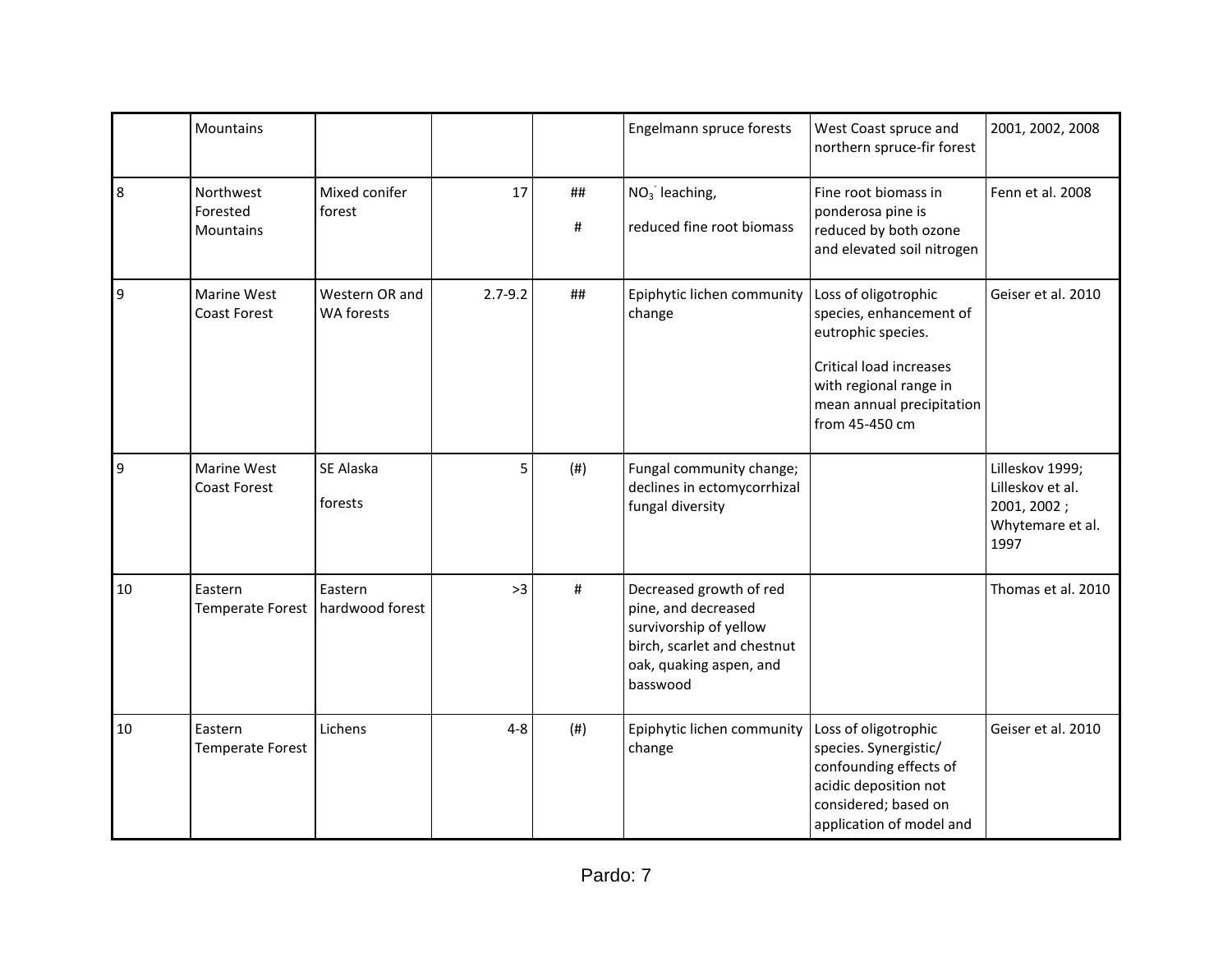| | | | | | | | |
|---|---|---|---|---|---|---|---|
| | Mountains | | | | Engelmann spruce forests | West Coast spruce and northern spruce-fir forest | 2001, 2002, 2008 |
| 8 | Northwest Forested Mountains | Mixed conifer forest | 17 | ##<br><br># | $NO_3^-$ leaching,<br><br>reduced fine root biomass | Fine root biomass in ponderosa pine is reduced by both ozone and elevated soil nitrogen | Fenn et al. 2008 |
| 9 | Marine West Coast Forest | Western OR and WA forests | 2.7-9.2 | ## | Epiphytic lichen community change | Loss of oligotrophic species, enhancement of eutrophic species.<br><br>Critical load increases with regional range in mean annual precipitation from 45-450 cm | Geiser et al. 2010 |
| 9 | Marine West Coast Forest | SE Alaska<br><br>forests | 5 | (#) | Fungal community change; declines in ectomycorrhizal fungal diversity | | Lilleskov 1999; Lilleskov et al. 2001, 2002 ; Whytemare et al. 1997 |
| 10 | Eastern Temperate Forest | Eastern hardwood forest | >3 | # | Decreased growth of red pine, and decreased survivorship of yellow birch, scarlet and chestnut oak, quaking aspen, and basswood | | Thomas et al. 2010 |
| 10 | Eastern Temperate Forest | Lichens | 4-8 | (#) | Epiphytic lichen community change | Loss of oligotrophic species. Synergistic/ confounding effects of acidic deposition not considered; based on application of model and | Geiser et al. 2010 |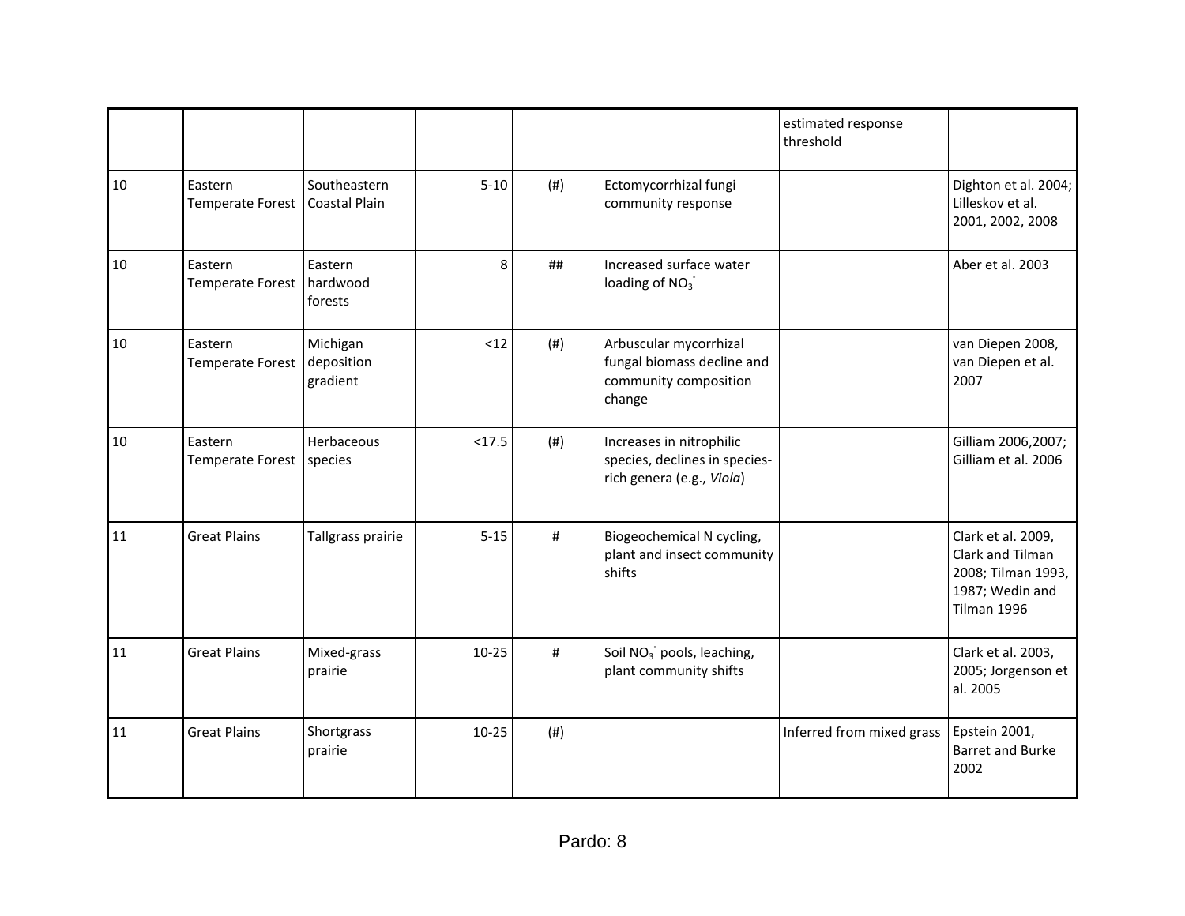| | | | | | | estimated response threshold | |
|---|---|---|---|---|---|---|---|
| 10 | Eastern Temperate Forest | Southeastern Coastal Plain | 5-10 | (#) | Ectomycorrhizal fungi community response | | Dighton et al. 2004; Lilleskov et al. 2001, 2002, 2008 |
| 10 | Eastern Temperate Forest | Eastern hardwood forests | 8 | ## | Increased surface water loading of $NO_3^-$ | | Aber et al. 2003 |
| 10 | Eastern Temperate Forest | Michigan deposition gradient | <12 | (#) | Arbuscular mycorrhizal fungal biomass decline and community composition change | | van Diepen 2008, van Diepen et al. 2007 |
| 10 | Eastern Temperate Forest | Herbaceous species | <17.5 | (#) | Increases in nitrophilic species, declines in species-rich genera (e.g., *Viola*) | | Gilliam 2006,2007; Gilliam et al. 2006 |
| 11 | Great Plains | Tallgrass prairie | 5-15 | # | Biogeochemical N cycling, plant and insect community shifts | | Clark et al. 2009, Clark and Tilman 2008; Tilman 1993, 1987; Wedin and Tilman 1996 |
| 11 | Great Plains | Mixed-grass prairie | 10-25 | # | Soil $NO_3^-$ pools, leaching, plant community shifts | | Clark et al. 2003, 2005; Jorgenson et al. 2005 |
| 11 | Great Plains | Shortgrass prairie | 10-25 | (#) | | Inferred from mixed grass | Epstein 2001, Barret and Burke 2002 |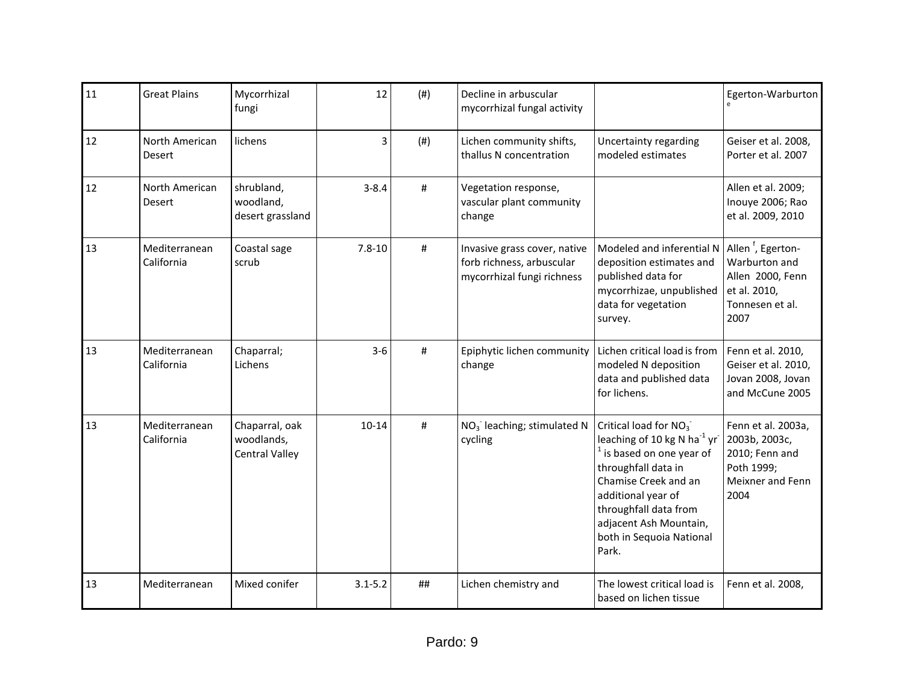| 11 | Great Plains | Mycorrhizal fungi | 12 | (#) | Decline in arbuscular mycorrhizal fungal activity | | Egerton-Warburton [e] |
|---|---|---|---|---|---|---|---|
| 12 | North American Desert | lichens | 3 | (#) | Lichen community shifts, thallus N concentration | Uncertainty regarding modeled estimates | Geiser et al. 2008, Porter et al. 2007 |
| 12 | North American Desert | shrubland, woodland, desert grassland | 3-8.4 | # | Vegetation response, vascular plant community change | | Allen et al. 2009; Inouye 2006; Rao et al. 2009, 2010 |
| 13 | Mediterranean California | Coastal sage scrub | 7.8-10 | # | Invasive grass cover, native forb richness, arbuscular mycorrhizal fungi richness | Modeled and inferential N deposition estimates and published data for mycorrhizae, unpublished data for vegetation survey. | Allen [f], Egerton-Warburton and Allen 2000, Fenn et al. 2010, Tonnesen et al. 2007 |
| 13 | Mediterranean California | Chaparral; Lichens | 3-6 | # | Epiphytic lichen community change | Lichen critical load is from modeled N deposition data and published data for lichens. | Fenn et al. 2010, Geiser et al. 2010, Jovan 2008, Jovan and McCune 2005 |
| 13 | Mediterranean California | Chaparral, oak woodlands, Central Valley | 10-14 | # | $NO_3^-$ leaching; stimulated N cycling | Critical load for $NO_3^-$ leaching of 10 kg N $ha^{-1}$ $yr^{-1}$ is based on one year of throughfall data in Chamise Creek and an additional year of throughfall data from adjacent Ash Mountain, both in Sequoia National Park. | Fenn et al. 2003a, 2003b, 2003c, 2010; Fenn and Poth 1999; Meixner and Fenn 2004 |
| 13 | Mediterranean | Mixed conifer | 3.1-5.2 | ## | Lichen chemistry and | The lowest critical load is based on lichen tissue | Fenn et al. 2008, |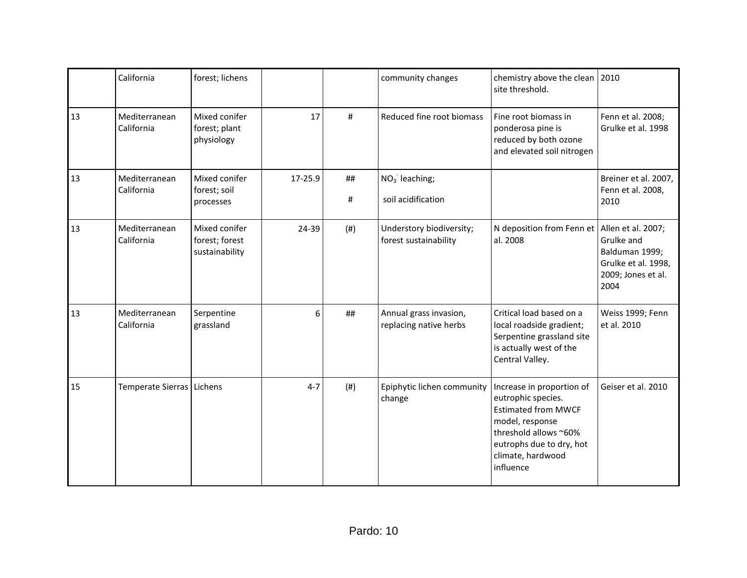| | | | | | | | |
|---|---|---|---|---|---|---|---|
| | California | forest; lichens | | | community changes | chemistry above the clean site threshold. | 2010 |
| 13 | Mediterranean California | Mixed conifer forest; plant physiology | 17 | # | Reduced fine root biomass | Fine root biomass in ponderosa pine is reduced by both ozone and elevated soil nitrogen | Fenn et al. 2008; Grulke et al. 1998 |
| 13 | Mediterranean California | Mixed conifer forest; soil processes | 17-25.9 | ## # | $NO_3^-$ leaching; soil acidification | | Breiner et al. 2007, Fenn et al. 2008, 2010 |
| 13 | Mediterranean California | Mixed conifer forest; forest sustainability | 24-39 | (#) | Understory biodiversity; forest sustainability | N deposition from Fenn et al. 2008 | Allen et al. 2007; Grulke and Balduman 1999; Grulke et al. 1998, 2009; Jones et al. 2004 |
| 13 | Mediterranean California | Serpentine grassland | 6 | ## | Annual grass invasion, replacing native herbs | Critical load based on a local roadside gradient; Serpentine grassland site is actually west of the Central Valley. | Weiss 1999; Fenn et al. 2010 |
| 15 | Temperate Sierras | Lichens | 4-7 | (#) | Epiphytic lichen community change | Increase in proportion of eutrophic species. Estimated from MWCF model, response threshold allows ~60% eutrophs due to dry, hot climate, hardwood influence | Geiser et al. 2010 |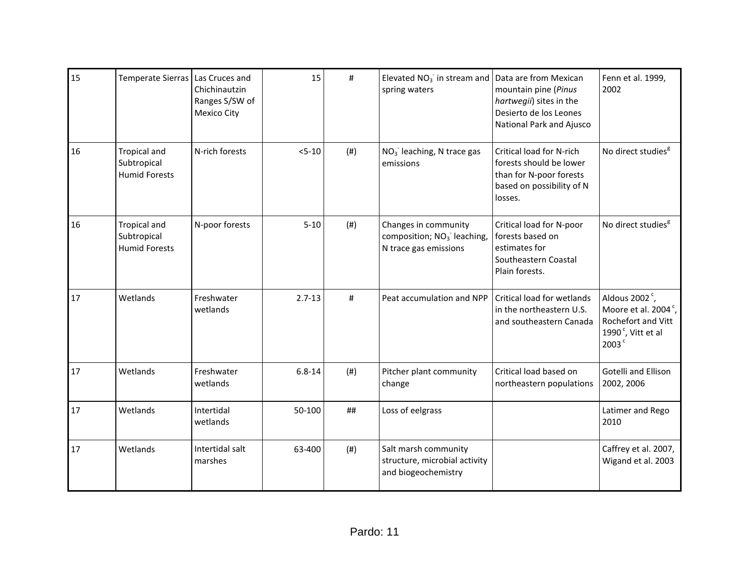| 15 | Temperate Sierras | Las Cruces and Chichinautzin Ranges S/SW of Mexico City | 15 | # | Elevated $NO_3^-$ in stream and spring waters | Data are from Mexican mountain pine (*Pinus hartwegii*) sites in the Desierto de los Leones National Park and Ajusco | Fenn et al. 1999, 2002 |
|---|---|---|---|---|---|---|---|
| 16 | Tropical and Subtropical Humid Forests | N-rich forests | <5-10 | (#) | $NO_3^-$ leaching, N trace gas emissions | Critical load for N-rich forests should be lower than for N-poor forests based on possibility of N losses. | No direct studies[g] |
| 16 | Tropical and Subtropical Humid Forests | N-poor forests | 5-10 | (#) | Changes in community composition; $NO_3^-$ leaching, N trace gas emissions | Critical load for N-poor forests based on estimates for Southeastern Coastal Plain forests. | No direct studies[g] |
| 17 | Wetlands | Freshwater wetlands | 2.7-13 | # | Peat accumulation and NPP | Critical load for wetlands in the northeastern U.S. and southeastern Canada | Aldous 2002[c], Moore et al. 2004[c], Rochefort and Vitt 1990[c], Vitt et al 2003[c] |
| 17 | Wetlands | Freshwater wetlands | 6.8-14 | (#) | Pitcher plant community change | Critical load based on northeastern populations | Gotelli and Ellison 2002, 2006 |
| 17 | Wetlands | Intertidal wetlands | 50-100 | ## | Loss of eelgrass | | Latimer and Rego 2010 |
| 17 | Wetlands | Intertidal salt marshes | 63-400 | (#) | Salt marsh community structure, microbial activity and biogeochemistry | | Caffrey et al. 2007, Wigand et al. 2003 |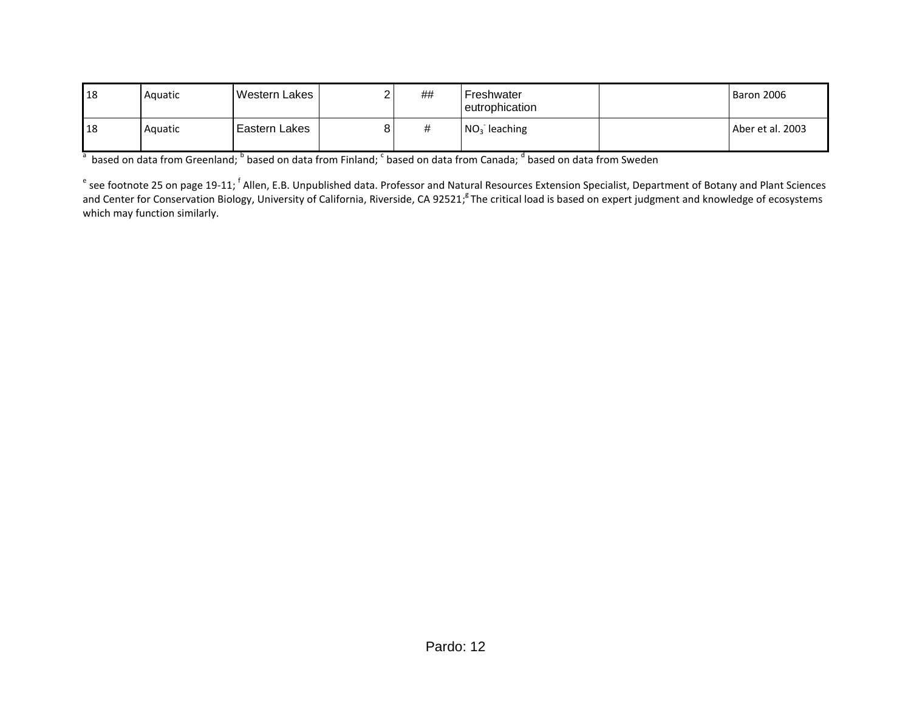| 18 | Aquatic | Western Lakes | 2 | ## | Freshwater eutrophication | | Baron 2006 |
|---|---|---|---|---|---|---|---|
| 18 | Aquatic | Eastern Lakes | 8 | # | $NO_3^-$ leaching | | Aber et al. 2003 |

[a] based on data from Greenland; [b] based on data from Finland; [c] based on data from Canada; [d] based on data from Sweden

[e] see footnote 25 on page 19-11; [f] Allen, E.B. Unpublished data. Professor and Natural Resources Extension Specialist, Department of Botany and Plant Sciences and Center for Conservation Biology, University of California, Riverside, CA 92521;[g] The critical load is based on expert judgment and knowledge of ecosystems which may function similarly.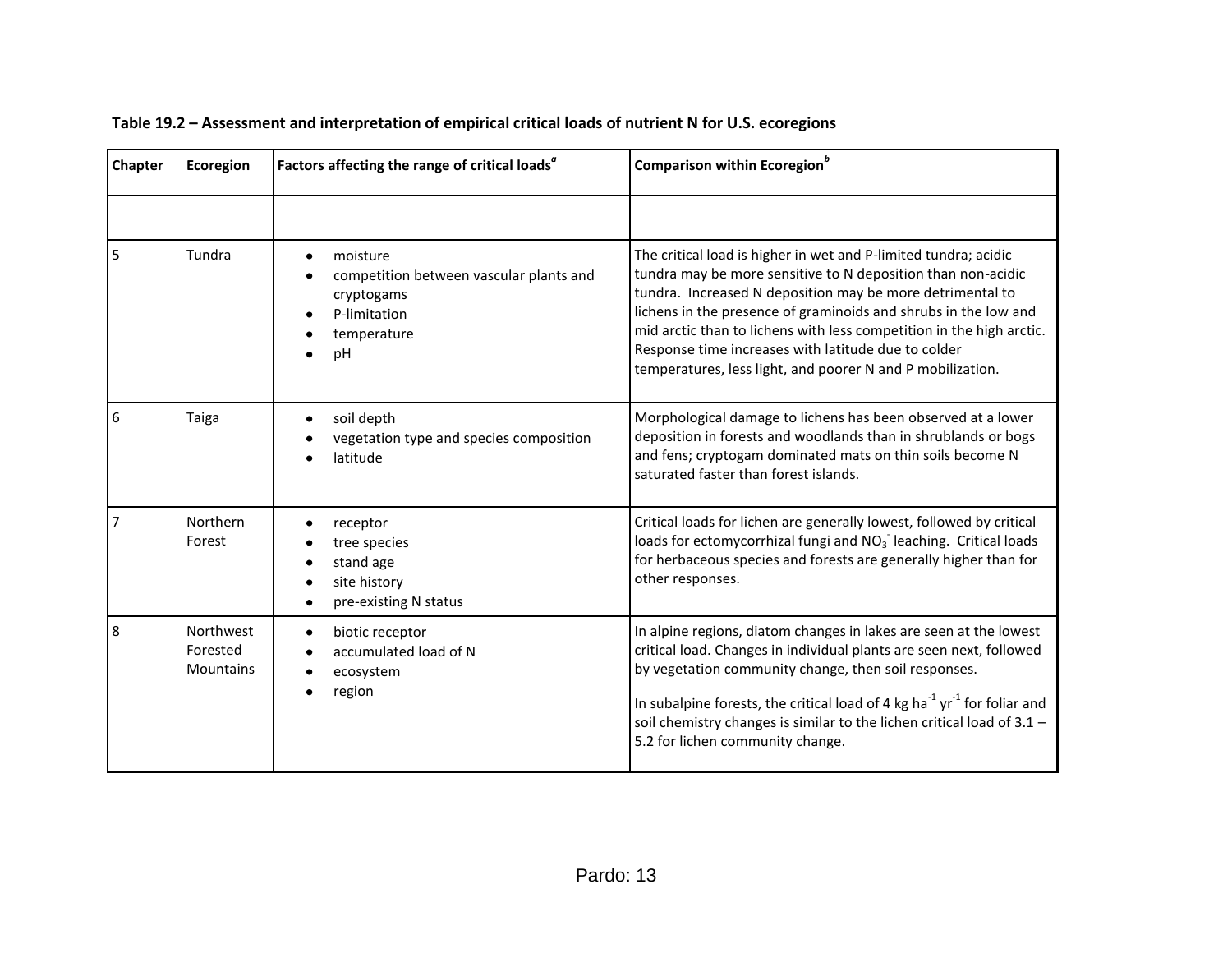**Table 19.2 – Assessment and interpretation of empirical critical loads of nutrient N for U.S. ecoregions**

| Chapter | Ecoregion | Factors affecting the range of critical loads[a] | Comparison within Ecoregion[b] |
|---|---|---|---|
| | | | |
| 5 | Tundra | • moisture<br>• competition between vascular plants and cryptogams<br>• P-limitation<br>• temperature<br>• pH | The critical load is higher in wet and P-limited tundra; acidic tundra may be more sensitive to N deposition than non-acidic tundra. Increased N deposition may be more detrimental to lichens in the presence of graminoids and shrubs in the low and mid arctic than to lichens with less competition in the high arctic. Response time increases with latitude due to colder temperatures, less light, and poorer N and P mobilization. |
| 6 | Taiga | • soil depth<br>• vegetation type and species composition<br>• latitude | Morphological damage to lichens has been observed at a lower deposition in forests and woodlands than in shrublands or bogs and fens; cryptogam dominated mats on thin soils become N saturated faster than forest islands. |
| 7 | Northern Forest | • receptor<br>• tree species<br>• stand age<br>• site history<br>• pre-existing N status | Critical loads for lichen are generally lowest, followed by critical loads for ectomycorrhizal fungi and $NO_3^-$ leaching. Critical loads for herbaceous species and forests are generally higher than for other responses. |
| 8 | Northwest Forested Mountains | • biotic receptor<br>• accumulated load of N<br>• ecosystem<br>• region | In alpine regions, diatom changes in lakes are seen at the lowest critical load. Changes in individual plants are seen next, followed by vegetation community change, then soil responses.<br><br>In subalpine forests, the critical load of 4 kg $ha^{-1}$ $yr^{-1}$ for foliar and soil chemistry changes is similar to the lichen critical load of 3.1 – 5.2 for lichen community change. |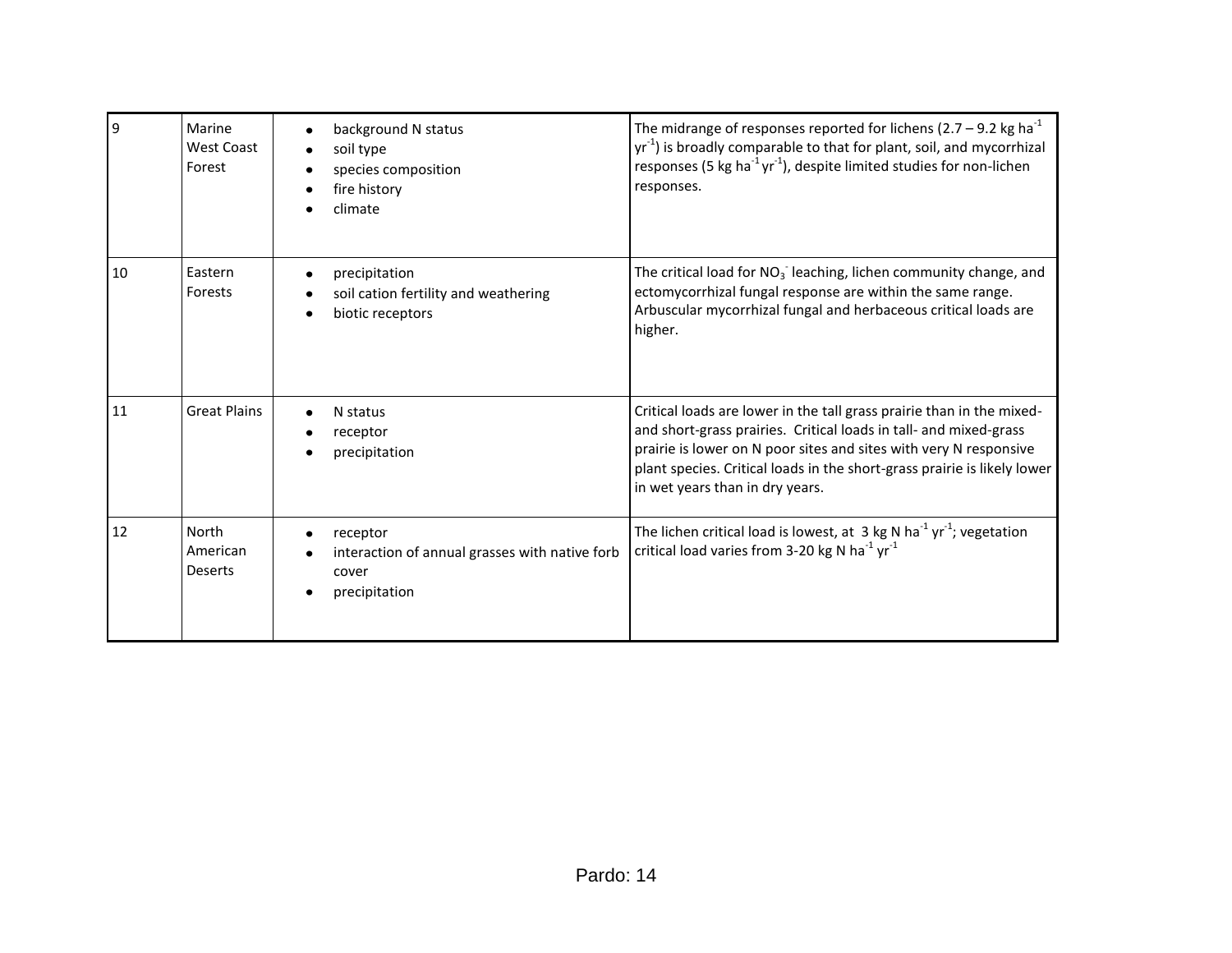| | | | |
|---|---|---|---|
| 9 | Marine West Coast Forest | • background N status<br>• soil type<br>• species composition<br>• fire history<br>• climate | The midrange of responses reported for lichens (2.7 – 9.2 kg $ha^{-1}$ $yr^{-1}$) is broadly comparable to that for plant, soil, and mycorrhizal responses (5 kg $ha^{-1}$ $yr^{-1}$), despite limited studies for non-lichen responses. |
| 10 | Eastern Forests | • precipitation<br>• soil cation fertility and weathering<br>• biotic receptors | The critical load for $NO_3^-$ leaching, lichen community change, and ectomycorrhizal fungal response are within the same range. Arbuscular mycorrhizal fungal and herbaceous critical loads are higher. |
| 11 | Great Plains | • N status<br>• receptor<br>• precipitation | Critical loads are lower in the tall grass prairie than in the mixed- and short-grass prairies. Critical loads in tall- and mixed-grass prairie is lower on N poor sites and sites with very N responsive plant species. Critical loads in the short-grass prairie is likely lower in wet years than in dry years. |
| 12 | North American Deserts | • receptor<br>• interaction of annual grasses with native forb cover<br>• precipitation | The lichen critical load is lowest, at 3 kg N $ha^{-1}$ $yr^{-1}$; vegetation critical load varies from 3-20 kg N $ha^{-1}$ $yr^{-1}$ |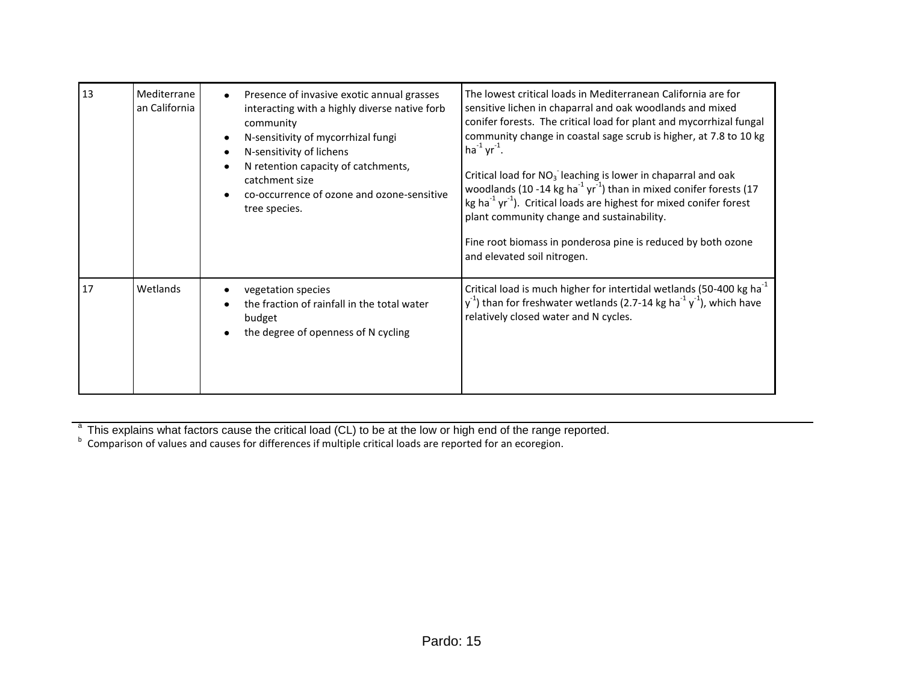| | | | |
|---|---|---|---|
| 13 | Mediterranean California | • Presence of invasive exotic annual grasses interacting with a highly diverse native forb community<br>• N-sensitivity of mycorrhizal fungi<br>• N-sensitivity of lichens<br>• N retention capacity of catchments, catchment size<br>• co-occurrence of ozone and ozone-sensitive tree species. | The lowest critical loads in Mediterranean California are for sensitive lichen in chaparral and oak woodlands and mixed conifer forests. The critical load for plant and mycorrhizal fungal community change in coastal sage scrub is higher, at 7.8 to 10 kg $ha^{-1}$ $yr^{-1}$.<br><br>Critical load for $NO_3^-$ leaching is lower in chaparral and oak woodlands (10 -14 kg $ha^{-1}$ $yr^{-1}$) than in mixed conifer forests (17 kg $ha^{-1}$ $yr^{-1}$). Critical loads are highest for mixed conifer forest plant community change and sustainability.<br><br>Fine root biomass in ponderosa pine is reduced by both ozone and elevated soil nitrogen. |
| 17 | Wetlands | • vegetation species<br>• the fraction of rainfall in the total water budget<br>• the degree of openness of N cycling | Critical load is much higher for intertidal wetlands (50-400 kg $ha^{-1}$ $y^{-1}$) than for freshwater wetlands (2.7-14 kg $ha^{-1}$ $y^{-1}$), which have relatively closed water and N cycles. |

[a] This explains what factors cause the critical load (CL) to be at the low or high end of the range reported.
[b] Comparison of values and causes for differences if multiple critical loads are reported for an ecoregion.